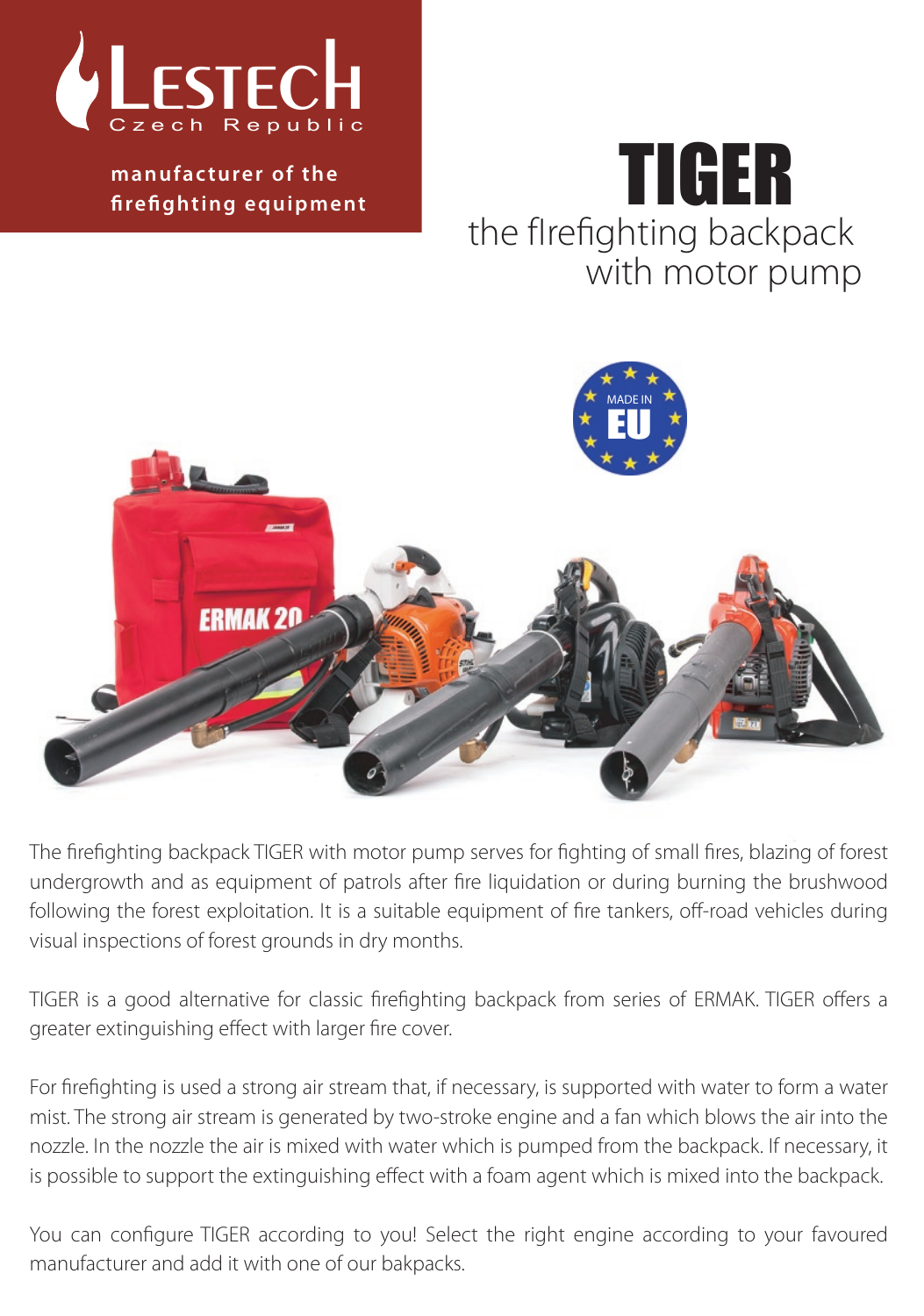LESTECH
Czech Republic

**manufacturer of the firefighting equipment**

# TIGER

## the firefighting backpack with motor pump

The firefighting backpack TIGER with motor pump serves for fighting of small fires, blazing of forest undergrowth and as equipment of patrols after fire liquidation or during burning the brushwood following the forest exploitation. It is a suitable equipment of fire tankers, off-road vehicles during visual inspections of forest grounds in dry months.

TIGER is a good alternative for classic firefighting backpack from series of ERMAK. TIGER offers a greater extinguishing effect with larger fire cover.

For firefighting is used a strong air stream that, if necessary, is supported with water to form a water mist. The strong air stream is generated by two-stroke engine and a fan which blows the air into the nozzle. In the nozzle the air is mixed with water which is pumped from the backpack. If necessary, it is possible to support the extinguishing effect with a foam agent which is mixed into the backpack.

You can configure TIGER according to you! Select the right engine according to your favoured manufacturer and add it with one of our bakpacks.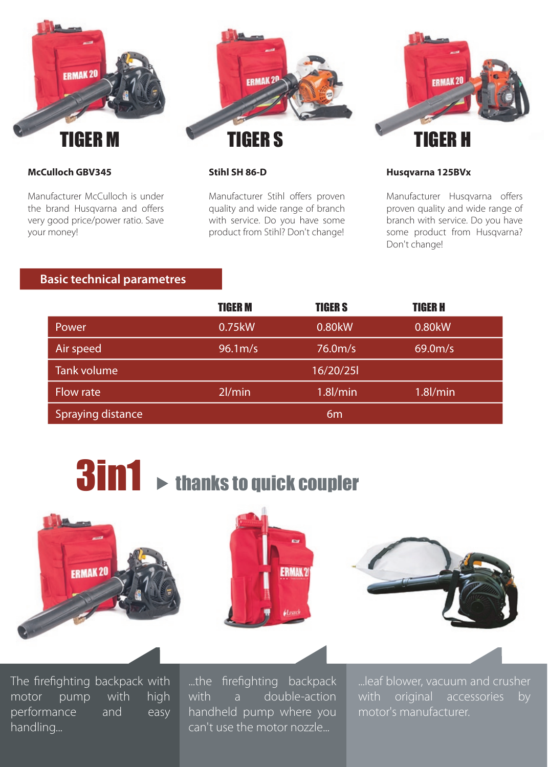## TIGER M

**McCulloch GBV345**

Manufacturer McCulloch is under the brand Husqvarna and offers very good price/power ratio. Save your money!

## TIGER S

**Stihl SH 86-D**

Manufacturer Stihl offers proven quality and wide range of branch with service. Do you have some product from Stihl? Don't change!

## TIGER H

**Husqvarna 125BVx**

Manufacturer Husqvarna offers proven quality and wide range of branch with service. Do you have some product from Husqvarna? Don't change!

## Basic technical parametres

| | TIGER M | TIGER S | TIGER H |
|---|---|---|---|
| Power | 0.75kW | 0.80kW | 0.80kW |
| Air speed | 96.1m/s | 76.0m/s | 69.0m/s |
| Tank volume | | 16/20/25l | |
| Flow rate | 2l/min | 1.8l/min | 1.8l/min |
| Spraying distance | | 6m | |

# 3in1 ▸ thanks to quick coupler

The firefighting backpack with motor pump with high performance and easy handling...

...the firefighting backpack with a double-action handheld pump where you can't use the motor nozzle...

...leaf blower, vacuum and crusher with original accessories by motor's manufacturer.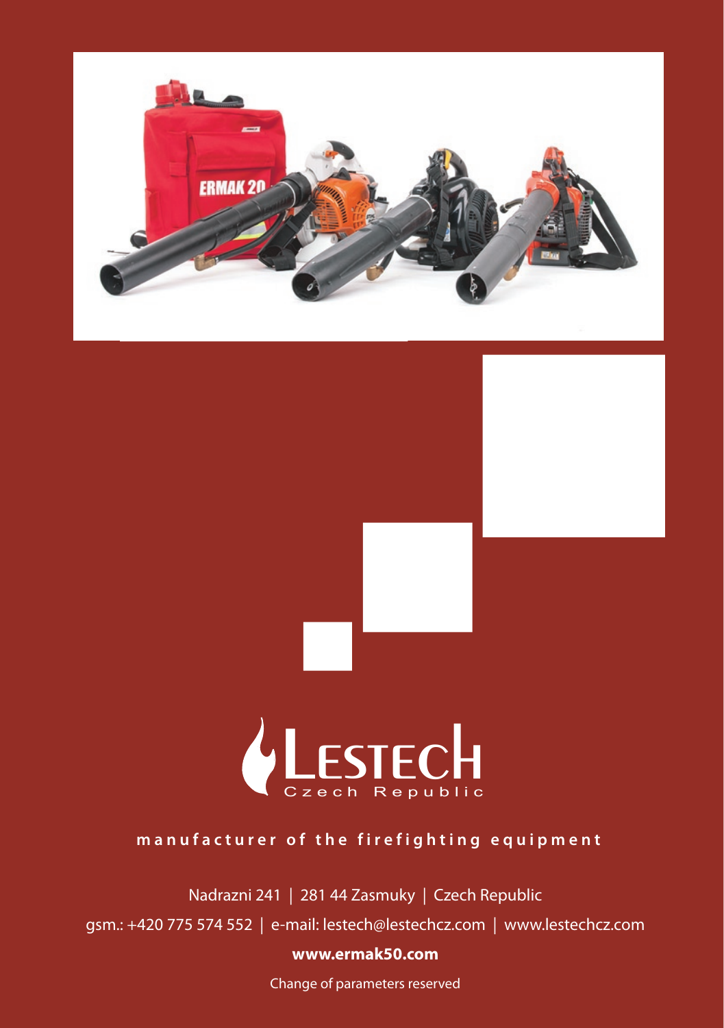LESTECH
Czech Republic

**manufacturer of the firefighting equipment**

Nadrazni 241 | 281 44 Zasmuky | Czech Republic

gsm.: +420 775 574 552 | e-mail: lestech@lestechcz.com | www.lestechcz.com

**www.ermak50.com**

Change of parameters reserved